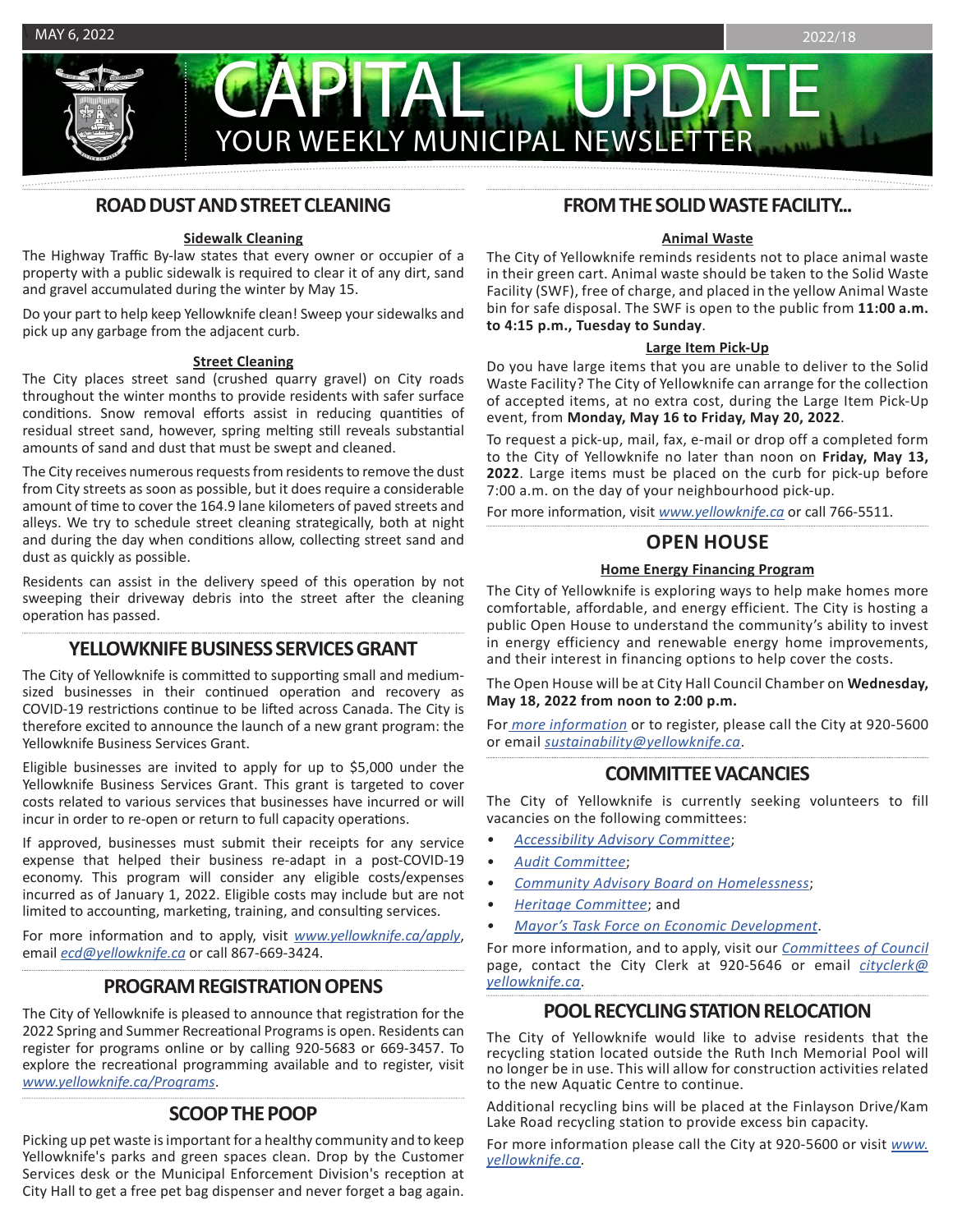MAY 6, 2022 2022/18

# CAPITAL UPDATE

YOUR WEEKLY MUNICIPAL NEWSLETTER

## ROAD DUST AND STREET CLEANING

### Sidewalk Cleaning

The Highway Traffic By-law states that every owner or occupier of a property with a public sidewalk is required to clear it of any dirt, sand and gravel accumulated during the winter by May 15.

Do your part to help keep Yellowknife clean! Sweep your sidewalks and pick up any garbage from the adjacent curb.

### Street Cleaning

The City places street sand (crushed quarry gravel) on City roads throughout the winter months to provide residents with safer surface conditions. Snow removal efforts assist in reducing quantities of residual street sand, however, spring melting still reveals substantial amounts of sand and dust that must be swept and cleaned.

The City receives numerous requests from residents to remove the dust from City streets as soon as possible, but it does require a considerable amount of time to cover the 164.9 lane kilometers of paved streets and alleys. We try to schedule street cleaning strategically, both at night and during the day when conditions allow, collecting street sand and dust as quickly as possible.

Residents can assist in the delivery speed of this operation by not sweeping their driveway debris into the street after the cleaning operation has passed.

## YELLOWKNIFE BUSINESS SERVICES GRANT

The City of Yellowknife is committed to supporting small and medium-sized businesses in their continued operation and recovery as COVID-19 restrictions continue to be lifted across Canada. The City is therefore excited to announce the launch of a new grant program: the Yellowknife Business Services Grant.

Eligible businesses are invited to apply for up to $5,000 under the Yellowknife Business Services Grant. This grant is targeted to cover costs related to various services that businesses have incurred or will incur in order to re-open or return to full capacity operations.

If approved, businesses must submit their receipts for any service expense that helped their business re-adapt in a post-COVID-19 economy. This program will consider any eligible costs/expenses incurred as of January 1, 2022. Eligible costs may include but are not limited to accounting, marketing, training, and consulting services.

For more information and to apply, visit *www.yellowknife.ca/apply*, email *ecd@yellowknife.ca* or call 867-669-3424.

## PROGRAM REGISTRATION OPENS

The City of Yellowknife is pleased to announce that registration for the 2022 Spring and Summer Recreational Programs is open. Residents can register for programs online or by calling 920-5683 or 669-3457. To explore the recreational programming available and to register, visit *www.yellowknife.ca/Programs*.

## SCOOP THE POOP

Picking up pet waste is important for a healthy community and to keep Yellowknife's parks and green spaces clean. Drop by the Customer Services desk or the Municipal Enforcement Division's reception at City Hall to get a free pet bag dispenser and never forget a bag again.

## FROM THE SOLID WASTE FACILITY...

### Animal Waste

The City of Yellowknife reminds residents not to place animal waste in their green cart. Animal waste should be taken to the Solid Waste Facility (SWF), free of charge, and placed in the yellow Animal Waste bin for safe disposal. The SWF is open to the public from **11:00 a.m. to 4:15 p.m., Tuesday to Sunday**.

### Large Item Pick-Up

Do you have large items that you are unable to deliver to the Solid Waste Facility? The City of Yellowknife can arrange for the collection of accepted items, at no extra cost, during the Large Item Pick-Up event, from **Monday, May 16 to Friday, May 20, 2022**.

To request a pick-up, mail, fax, e-mail or drop off a completed form to the City of Yellowknife no later than noon on **Friday, May 13, 2022**. Large items must be placed on the curb for pick-up before 7:00 a.m. on the day of your neighbourhood pick-up.

For more information, visit *www.yellowknife.ca* or call 766-5511.

## OPEN HOUSE

### Home Energy Financing Program

The City of Yellowknife is exploring ways to help make homes more comfortable, affordable, and energy efficient. The City is hosting a public Open House to understand the community's ability to invest in energy efficiency and renewable energy home improvements, and their interest in financing options to help cover the costs.

The Open House will be at City Hall Council Chamber on **Wednesday, May 18, 2022 from noon to 2:00 p.m.**

For *more information* or to register, please call the City at 920-5600 or email *sustainability@yellowknife.ca*.

## COMMITTEE VACANCIES

The City of Yellowknife is currently seeking volunteers to fill vacancies on the following committees:

- *Accessibility Advisory Committee*;
- *Audit Committee*;
- *Community Advisory Board on Homelessness*;
- *Heritage Committee*; and
- *Mayor's Task Force on Economic Development*.

For more information, and to apply, visit our *Committees of Council* page, contact the City Clerk at 920-5646 or email *cityclerk@yellowknife.ca*.

## POOL RECYCLING STATION RELOCATION

The City of Yellowknife would like to advise residents that the recycling station located outside the Ruth Inch Memorial Pool will no longer be in use. This will allow for construction activities related to the new Aquatic Centre to continue.

Additional recycling bins will be placed at the Finlayson Drive/Kam Lake Road recycling station to provide excess bin capacity.

For more information please call the City at 920-5600 or visit *www.yellowknife.ca*.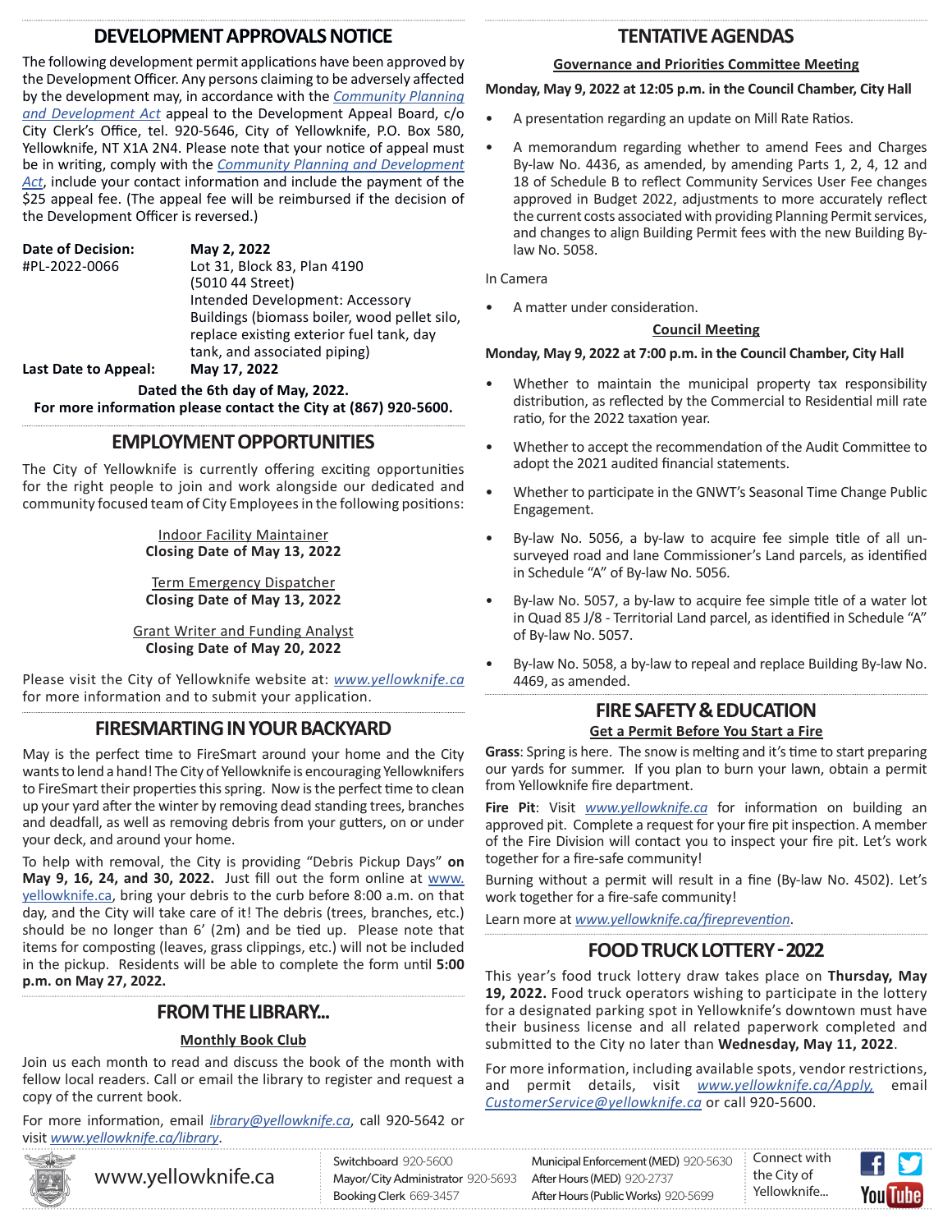## DEVELOPMENT APPROVALS NOTICE

The following development permit applications have been approved by the Development Officer. Any persons claiming to be adversely affected by the development may, in accordance with the *Community Planning and Development Act* appeal to the Development Appeal Board, c/o City Clerk's Office, tel. 920-5646, City of Yellowknife, P.O. Box 580, Yellowknife, NT X1A 2N4. Please note that your notice of appeal must be in writing, comply with the *Community Planning and Development Act*, include your contact information and include the payment of the $25 appeal fee. (The appeal fee will be reimbursed if the decision of the Development Officer is reversed.)

| | |
|---|---|
| **Date of Decision:** | **May 2, 2022** |
| #PL-2022-0066 | Lot 31, Block 83, Plan 4190 (5010 44 Street) Intended Development: Accessory Buildings (biomass boiler, wood pellet silo, replace existing exterior fuel tank, day tank, and associated piping) |
| **Last Date to Appeal:** | **May 17, 2022** |

**Dated the 6th day of May, 2022.**
**For more information please contact the City at (867) 920-5600.**

## EMPLOYMENT OPPORTUNITIES

The City of Yellowknife is currently offering exciting opportunities for the right people to join and work alongside our dedicated and community focused team of City Employees in the following positions:

Indoor Facility Maintainer
**Closing Date of May 13, 2022**

Term Emergency Dispatcher
**Closing Date of May 13, 2022**

Grant Writer and Funding Analyst
**Closing Date of May 20, 2022**

Please visit the City of Yellowknife website at: *www.yellowknife.ca* for more information and to submit your application.

## FIRESMARTING IN YOUR BACKYARD

May is the perfect time to FireSmart around your home and the City wants to lend a hand! The City of Yellowknife is encouraging Yellowknifers to FireSmart their properties this spring. Now is the perfect time to clean up your yard after the winter by removing dead standing trees, branches and deadfall, as well as removing debris from your gutters, on or under your deck, and around your home.

To help with removal, the City is providing "Debris Pickup Days" **on May 9, 16, 24, and 30, 2022.** Just fill out the form online at www.yellowknife.ca, bring your debris to the curb before 8:00 a.m. on that day, and the City will take care of it! The debris (trees, branches, etc.) should be no longer than 6' (2m) and be tied up. Please note that items for composting (leaves, grass clippings, etc.) will not be included in the pickup. Residents will be able to complete the form until **5:00 p.m. on May 27, 2022.**

## FROM THE LIBRARY...

### Monthly Book Club

Join us each month to read and discuss the book of the month with fellow local readers. Call or email the library to register and request a copy of the current book.

For more information, email *library@yellowknife.ca*, call 920-5642 or visit *www.yellowknife.ca/library*.

## TENTATIVE AGENDAS

### Governance and Priorities Committee Meeting

**Monday, May 9, 2022 at 12:05 p.m. in the Council Chamber, City Hall**

- A presentation regarding an update on Mill Rate Ratios.
- A memorandum regarding whether to amend Fees and Charges By-law No. 4436, as amended, by amending Parts 1, 2, 4, 12 and 18 of Schedule B to reflect Community Services User Fee changes approved in Budget 2022, adjustments to more accurately reflect the current costs associated with providing Planning Permit services, and changes to align Building Permit fees with the new Building By-law No. 5058.

In Camera

- A matter under consideration.

### Council Meeting

**Monday, May 9, 2022 at 7:00 p.m. in the Council Chamber, City Hall**

- Whether to maintain the municipal property tax responsibility distribution, as reflected by the Commercial to Residential mill rate ratio, for the 2022 taxation year.
- Whether to accept the recommendation of the Audit Committee to adopt the 2021 audited financial statements.
- Whether to participate in the GNWT's Seasonal Time Change Public Engagement.
- By-law No. 5056, a by-law to acquire fee simple title of all un-surveyed road and lane Commissioner's Land parcels, as identified in Schedule "A" of By-law No. 5056.
- By-law No. 5057, a by-law to acquire fee simple title of a water lot in Quad 85 J/8 - Territorial Land parcel, as identified in Schedule "A" of By-law No. 5057.
- By-law No. 5058, a by-law to repeal and replace Building By-law No. 4469, as amended.

## FIRE SAFETY & EDUCATION

### Get a Permit Before You Start a Fire

**Grass**: Spring is here. The snow is melting and it's time to start preparing our yards for summer. If you plan to burn your lawn, obtain a permit from Yellowknife fire department.

**Fire Pit**: Visit *www.yellowknife.ca* for information on building an approved pit. Complete a request for your fire pit inspection. A member of the Fire Division will contact you to inspect your fire pit. Let's work together for a fire-safe community!

Burning without a permit will result in a fine (By-law No. 4502). Let's work together for a fire-safe community!

Learn more at *www.yellowknife.ca/fireprevention*.

## FOOD TRUCK LOTTERY - 2022

This year's food truck lottery draw takes place on **Thursday, May 19, 2022.** Food truck operators wishing to participate in the lottery for a designated parking spot in Yellowknife's downtown must have their business license and all related paperwork completed and submitted to the City no later than **Wednesday, May 11, 2022**.

For more information, including available spots, vendor restrictions, and permit details, visit *www.yellowknife.ca/Apply,* email *CustomerService@yellowknife.ca* or call 920-5600.

www.yellowknife.ca

Switchboard 920-5600
Mayor/City Administrator 920-5693
Booking Clerk 669-3457

Municipal Enforcement (MED) 920-5630
After Hours (MED) 920-2737
After Hours (Public Works) 920-5699

Connect with the City of Yellowknife...